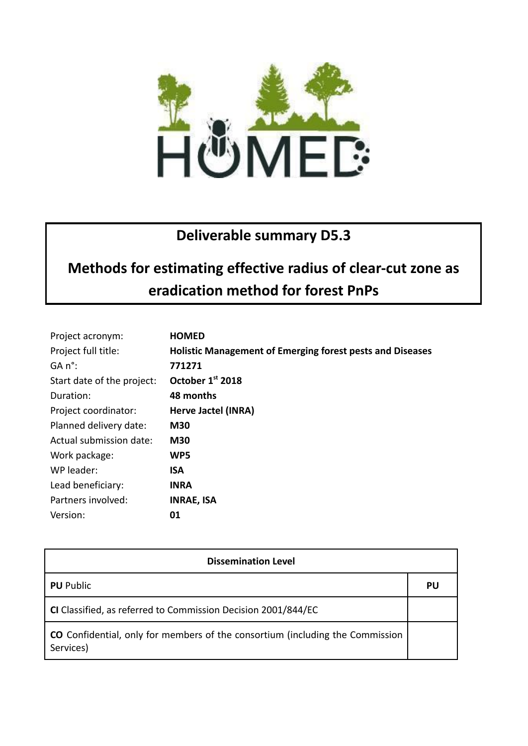# Deliverable summary D5.3

## Methods for estimating effective radius of clear-cut zone as eradication method for forest PnPs

| | |
|---|---|
| Project acronym: | **HOMED** |
| Project full title: | **Holistic Management of Emerging forest pests and Diseases** |
| GA n°: | **771271** |
| Start date of the project: | **October 1st 2018** |
| Duration: | **48 months** |
| Project coordinator: | **Herve Jactel (INRA)** |
| Planned delivery date: | **M30** |
| Actual submission date: | **M30** |
| Work package: | **WP5** |
| WP leader: | **ISA** |
| Lead beneficiary: | **INRA** |
| Partners involved: | **INRAE, ISA** |
| Version: | **01** |

| **Dissemination Level** | |
|---|---|
| **PU** Public | **PU** |
| **CI** Classified, as referred to Commission Decision 2001/844/EC | |
| **CO** Confidential, only for members of the consortium (including the Commission Services) | |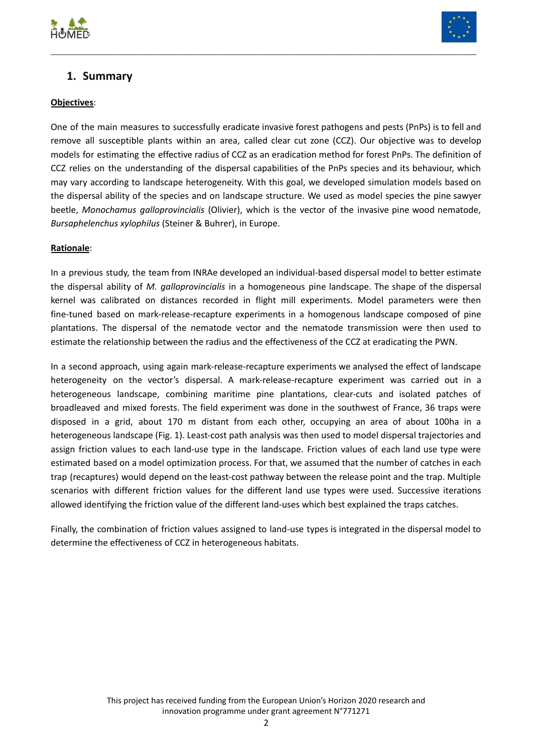## 1. Summary

**Objectives**:

One of the main measures to successfully eradicate invasive forest pathogens and pests (PnPs) is to fell and remove all susceptible plants within an area, called clear cut zone (CCZ). Our objective was to develop models for estimating the effective radius of CCZ as an eradication method for forest PnPs. The definition of CCZ relies on the understanding of the dispersal capabilities of the PnPs species and its behaviour, which may vary according to landscape heterogeneity. With this goal, we developed simulation models based on the dispersal ability of the species and on landscape structure. We used as model species the pine sawyer beetle, *Monochamus galloprovincialis* (Olivier), which is the vector of the invasive pine wood nematode, *Bursaphelenchus xylophilus* (Steiner & Buhrer), in Europe.

**Rationale**:

In a previous study, the team from INRAe developed an individual-based dispersal model to better estimate the dispersal ability of *M. galloprovincialis* in a homogeneous pine landscape. The shape of the dispersal kernel was calibrated on distances recorded in flight mill experiments. Model parameters were then fine-tuned based on mark-release-recapture experiments in a homogenous landscape composed of pine plantations. The dispersal of the nematode vector and the nematode transmission were then used to estimate the relationship between the radius and the effectiveness of the CCZ at eradicating the PWN.

In a second approach, using again mark-release-recapture experiments we analysed the effect of landscape heterogeneity on the vector's dispersal. A mark-release-recapture experiment was carried out in a heterogeneous landscape, combining maritime pine plantations, clear-cuts and isolated patches of broadleaved and mixed forests. The field experiment was done in the southwest of France, 36 traps were disposed in a grid, about 170 m distant from each other, occupying an area of about 100ha in a heterogeneous landscape (Fig. 1). Least-cost path analysis was then used to model dispersal trajectories and assign friction values to each land-use type in the landscape. Friction values of each land use type were estimated based on a model optimization process. For that, we assumed that the number of catches in each trap (recaptures) would depend on the least-cost pathway between the release point and the trap. Multiple scenarios with different friction values for the different land use types were used. Successive iterations allowed identifying the friction value of the different land-uses which best explained the traps catches.

Finally, the combination of friction values assigned to land-use types is integrated in the dispersal model to determine the effectiveness of CCZ in heterogeneous habitats.